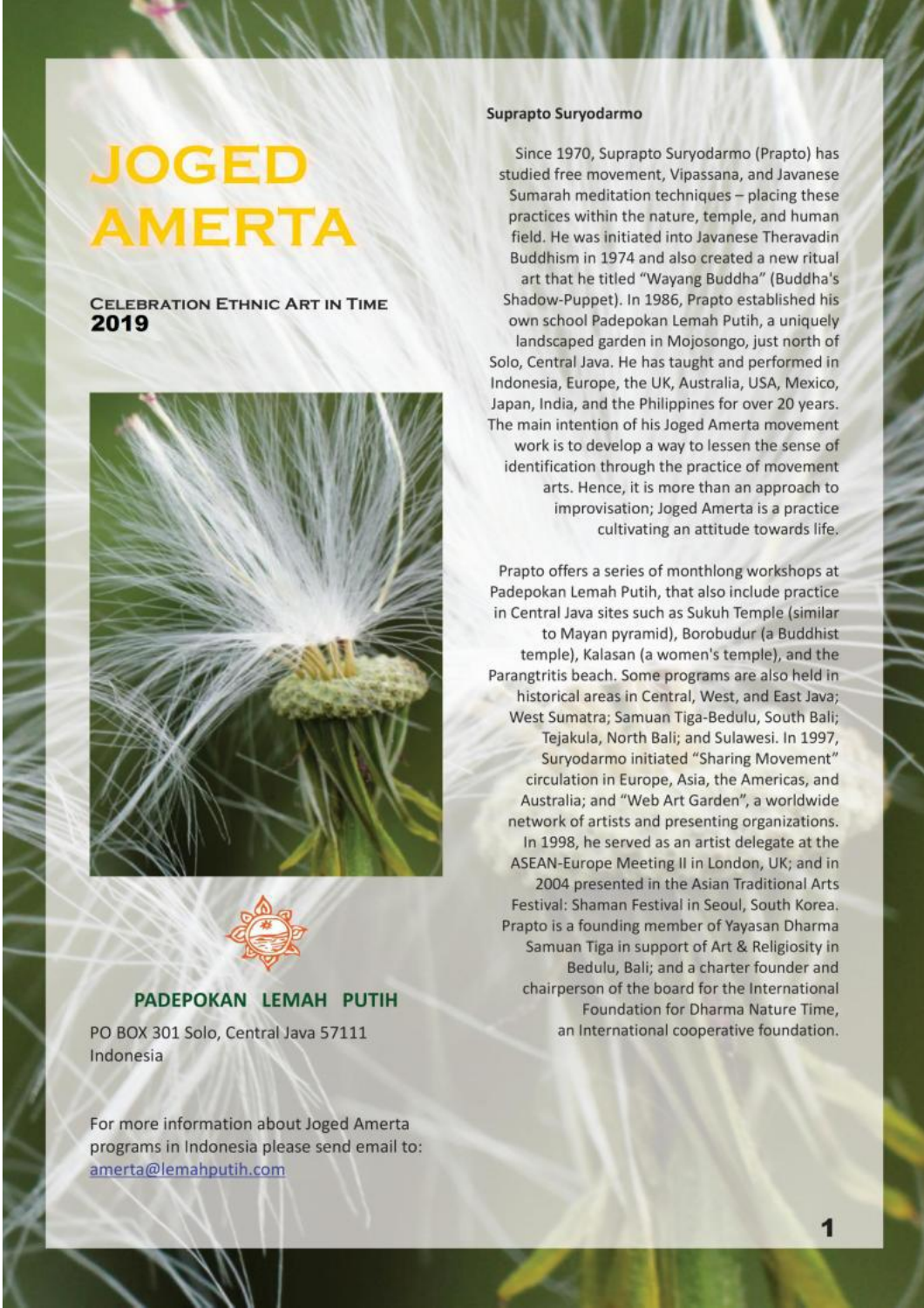# JOGED AMERTA

**CELEBRATION ETHNIC ART IN TIME**
**2019**

**PADEPOKAN LEMAH PUTIH**

PO BOX 301 Solo, Central Java 57111
Indonesia

For more information about Joged Amerta programs in Indonesia please send email to:
amerta@lemahputih.com

**Suprapto Suryodarmo**

Since 1970, Suprapto Suryodarmo (Prapto) has studied free movement, Vipassana, and Javanese Sumarah meditation techniques – placing these practices within the nature, temple, and human field. He was initiated into Javanese Theravadin Buddhism in 1974 and also created a new ritual art that he titled "Wayang Buddha" (Buddha's Shadow-Puppet). In 1986, Prapto established his own school Padepokan Lemah Putih, a uniquely landscaped garden in Mojosongo, just north of Solo, Central Java. He has taught and performed in Indonesia, Europe, the UK, Australia, USA, Mexico, Japan, India, and the Philippines for over 20 years. The main intention of his Joged Amerta movement work is to develop a way to lessen the sense of identification through the practice of movement arts. Hence, it is more than an approach to improvisation; Joged Amerta is a practice cultivating an attitude towards life.

Prapto offers a series of monthlong workshops at Padepokan Lemah Putih, that also include practice in Central Java sites such as Sukuh Temple (similar to Mayan pyramid), Borobudur (a Buddhist temple), Kalasan (a women's temple), and the Parangtritis beach. Some programs are also held in historical areas in Central, West, and East Java; West Sumatra; Samuan Tiga-Bedulu, South Bali; Tejakula, North Bali; and Sulawesi. In 1997, Suryodarmo initiated "Sharing Movement" circulation in Europe, Asia, the Americas, and Australia; and "Web Art Garden", a worldwide network of artists and presenting organizations. In 1998, he served as an artist delegate at the ASEAN-Europe Meeting II in London, UK; and in 2004 presented in the Asian Traditional Arts Festival: Shaman Festival in Seoul, South Korea. Prapto is a founding member of Yayasan Dharma Samuan Tiga in support of Art & Religiosity in Bedulu, Bali; and a charter founder and chairperson of the board for the International Foundation for Dharma Nature Time, an International cooperative foundation.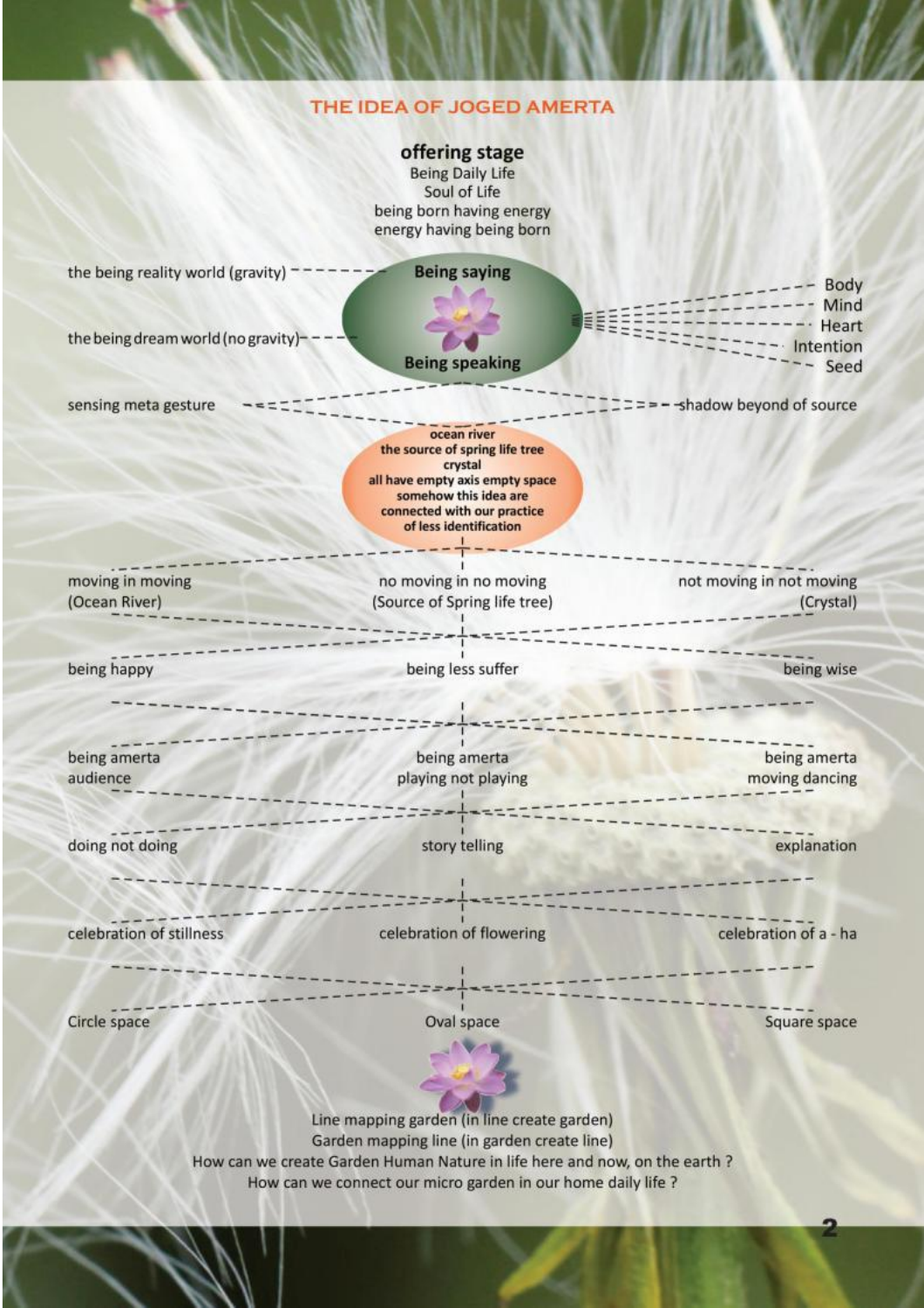## THE IDEA OF JOGED AMERTA

**offering stage**

Being Daily Life
Soul of Life
being born having energy
energy having being born

the being reality world (gravity)

the being dream world (no gravity)

**Being saying**

**Being speaking**

Body
Mind
Heart
Intention
Seed

sensing meta gesture

shadow beyond of source

**ocean river**
**the source of spring life tree**
**crystal**
**all have empty axis empty space**
**somehow this idea are**
**connected with our practice**
**of less identification**

| | | |
|---|---|---|
| moving in moving (Ocean River) | no moving in no moving (Source of Spring life tree) | not moving in not moving (Crystal) |
| being happy | being less suffer | being wise |
| being amerta audience | being amerta playing not playing | being amerta moving dancing |
| doing not doing | story telling | explanation |
| celebration of stillness | celebration of flowering | celebration of a - ha |
| Circle space | Oval space | Square space |

Line mapping garden (in line create garden)
Garden mapping line (in garden create line)
How can we create Garden Human Nature in life here and now, on the earth ?
How can we connect our micro garden in our home daily life ?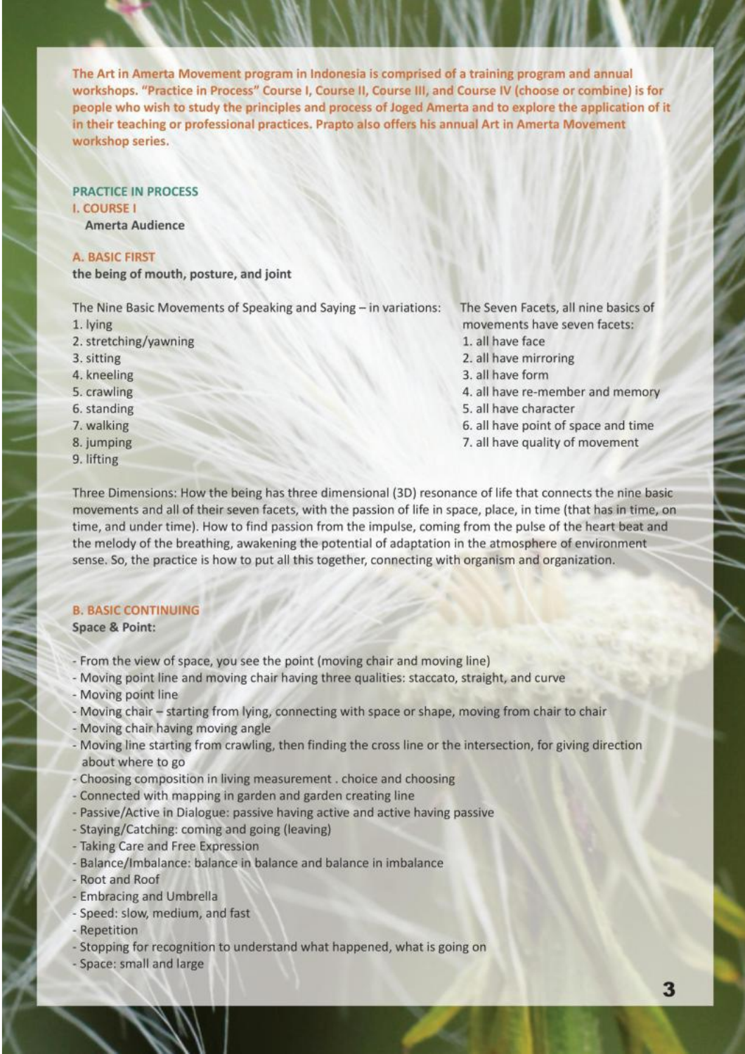**The Art in Amerta Movement program in Indonesia is comprised of a training program and annual workshops. "Practice in Process" Course I, Course II, Course III, and Course IV (choose or combine) is for people who wish to study the principles and process of Joged Amerta and to explore the application of it in their teaching or professional practices. Prapto also offers his annual Art in Amerta Movement workshop series.**

## PRACTICE IN PROCESS

### I. COURSE I

**Amerta Audience**

#### A. BASIC FIRST

**the being of mouth, posture, and joint**

The Nine Basic Movements of Speaking and Saying – in variations:

1. lying
2. stretching/yawning
3. sitting
4. kneeling
5. crawling
6. standing
7. walking
8. jumping
9. lifting

The Seven Facets, all nine basics of movements have seven facets:

1. all have face
2. all have mirroring
3. all have form
4. all have re-member and memory
5. all have character
6. all have point of space and time
7. all have quality of movement

Three Dimensions: How the being has three dimensional (3D) resonance of life that connects the nine basic movements and all of their seven facets, with the passion of life in space, place, in time (that has in time, on time, and under time). How to find passion from the impulse, coming from the pulse of the heart beat and the melody of the breathing, awakening the potential of adaptation in the atmosphere of environment sense. So, the practice is how to put all this together, connecting with organism and organization.

#### B. BASIC CONTINUING

**Space & Point:**

- From the view of space, you see the point (moving chair and moving line)
- Moving point line and moving chair having three qualities: staccato, straight, and curve
- Moving point line
- Moving chair – starting from lying, connecting with space or shape, moving from chair to chair
- Moving chair having moving angle
- Moving line starting from crawling, then finding the cross line or the intersection, for giving direction about where to go
- Choosing composition in living measurement . choice and choosing
- Connected with mapping in garden and garden creating line
- Passive/Active in Dialogue: passive having active and active having passive
- Staying/Catching: coming and going (leaving)
- Taking Care and Free Expression
- Balance/Imbalance: balance in balance and balance in imbalance
- Root and Roof
- Embracing and Umbrella
- Speed: slow, medium, and fast
- Repetition
- Stopping for recognition to understand what happened, what is going on
- Space: small and large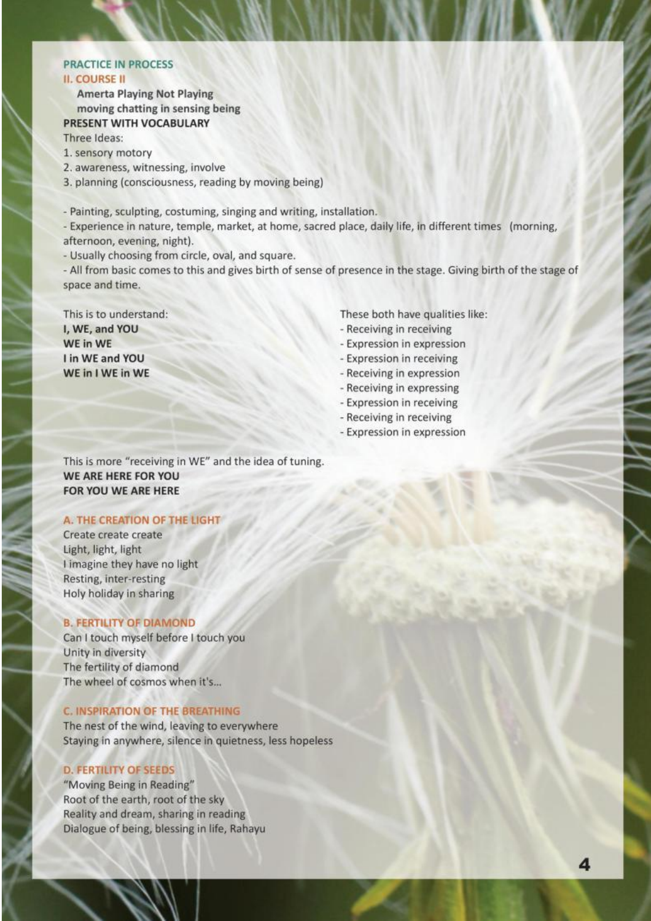**PRACTICE IN PROCESS**

## II. COURSE II

**Amerta Playing Not Playing**
**moving chatting in sensing being**

**PRESENT WITH VOCABULARY**

Three Ideas:

1. sensory motory
2. awareness, witnessing, involve
3. planning (consciousness, reading by moving being)

- Painting, sculpting, costuming, singing and writing, installation.
- Experience in nature, temple, market, at home, sacred place, daily life, in different times (morning, afternoon, evening, night).
- Usually choosing from circle, oval, and square.
- All from basic comes to this and gives birth of sense of presence in the stage. Giving birth of the stage of space and time.

This is to understand:

**I, WE, and YOU**
**WE in WE**
**I in WE and YOU**
**WE in I WE in WE**

These both have qualities like:

- Receiving in receiving
- Expression in expression
- Expression in receiving
- Receiving in expression
- Receiving in expressing
- Expression in receiving
- Receiving in receiving
- Expression in expression

This is more "receiving in WE" and the idea of tuning.

**WE ARE HERE FOR YOU**
**FOR YOU WE ARE HERE**

### A. THE CREATION OF THE LIGHT

Create create create
Light, light, light
I imagine they have no light
Resting, inter-resting
Holy holiday in sharing

### B. FERTILITY OF DIAMOND

Can I touch myself before I touch you
Unity in diversity
The fertility of diamond
The wheel of cosmos when it's...

### C. INSPIRATION OF THE BREATHING

The nest of the wind, leaving to everywhere
Staying in anywhere, silence in quietness, less hopeless

### D. FERTILITY OF SEEDS

"Moving Being in Reading"
Root of the earth, root of the sky
Reality and dream, sharing in reading
Dialogue of being, blessing in life, Rahayu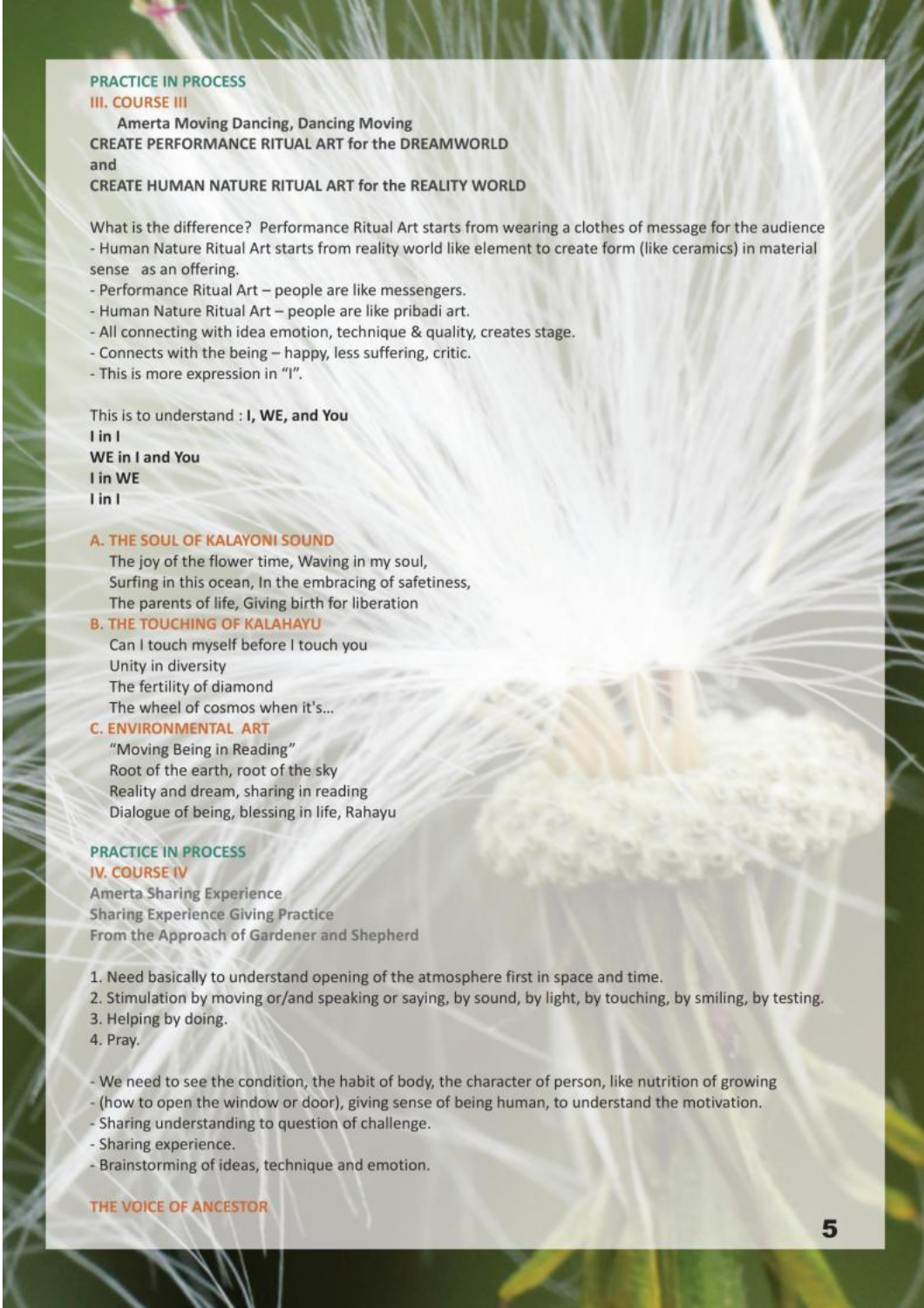## PRACTICE IN PROCESS

### III. COURSE III

**Amerta Moving Dancing, Dancing Moving**
**CREATE PERFORMANCE RITUAL ART for the DREAMWORLD**
**and**
**CREATE HUMAN NATURE RITUAL ART for the REALITY WORLD**

What is the difference? Performance Ritual Art starts from wearing a clothes of message for the audience
- Human Nature Ritual Art starts from reality world like element to create form (like ceramics) in material sense as an offering.
- Performance Ritual Art – people are like messengers.
- Human Nature Ritual Art – people are like pribadi art.
- All connecting with idea emotion, technique & quality, creates stage.
- Connects with the being – happy, less suffering, critic.
- This is more expression in "I".

This is to understand : **I, WE, and You**
**I in I**
**WE in I and You**
**I in WE**
**I in I**

#### A. THE SOUL OF KALAYONI SOUND

The joy of the flower time, Waving in my soul,
Surfing in this ocean, In the embracing of safetiness,
The parents of life, Giving birth for liberation

#### B. THE TOUCHING OF KALAHAYU

Can I touch myself before I touch you
Unity in diversity
The fertility of diamond
The wheel of cosmos when it's...

#### C. ENVIRONMENTAL ART

"Moving Being in Reading"
Root of the earth, root of the sky
Reality and dream, sharing in reading
Dialogue of being, blessing in life, Rahayu

## PRACTICE IN PROCESS

### IV. COURSE IV

**Amerta Sharing Experience**
**Sharing Experience Giving Practice**
**From the Approach of Gardener and Shepherd**

1. Need basically to understand opening of the atmosphere first in space and time.
2. Stimulation by moving or/and speaking or saying, by sound, by light, by touching, by smiling, by testing.
3. Helping by doing.
4. Pray.

- We need to see the condition, the habit of body, the character of person, like nutrition of growing
- (how to open the window or door), giving sense of being human, to understand the motivation.
- Sharing understanding to question of challenge.
- Sharing experience.
- Brainstorming of ideas, technique and emotion.

#### THE VOICE OF ANCESTOR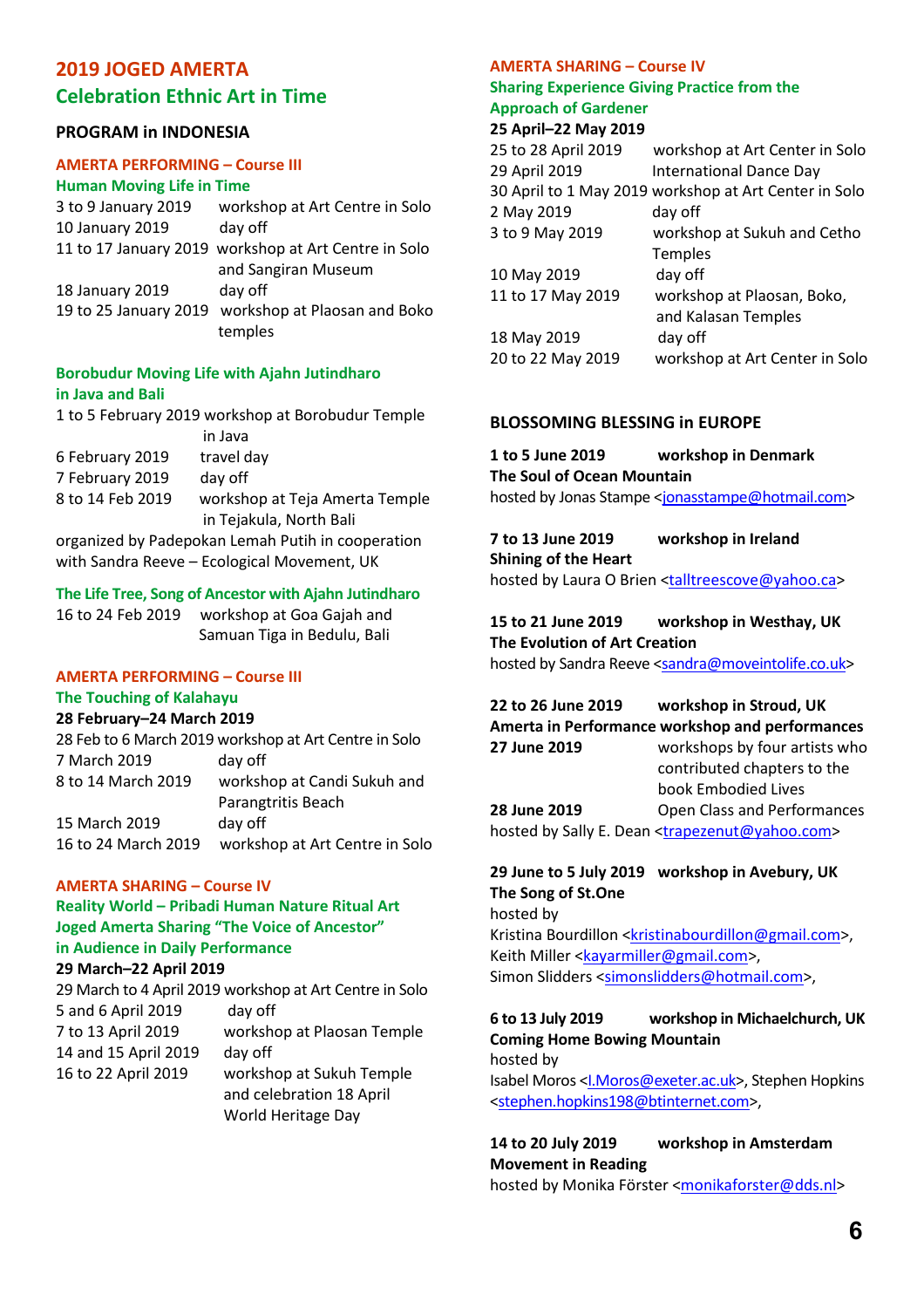# 2019 JOGED AMERTA

## Celebration Ethnic Art in Time

### PROGRAM in INDONESIA

**AMERTA PERFORMING – Course III**
**Human Moving Life in Time**

3 to 9 January 2019 workshop at Art Centre in Solo
10 January 2019 day off
11 to 17 January 2019 workshop at Art Centre in Solo and Sangiran Museum
18 January 2019 day off
19 to 25 January 2019 workshop at Plaosan and Boko temples

**Borobudur Moving Life with Ajahn Jutindharo in Java and Bali**

1 to 5 February 2019 workshop at Borobudur Temple in Java
6 February 2019 travel day
7 February 2019 day off
8 to 14 Feb 2019 workshop at Teja Amerta Temple in Tejakula, North Bali

organized by Padepokan Lemah Putih in cooperation with Sandra Reeve – Ecological Movement, UK

**The Life Tree, Song of Ancestor with Ajahn Jutindharo**

16 to 24 Feb 2019 workshop at Goa Gajah and Samuan Tiga in Bedulu, Bali

**AMERTA PERFORMING – Course III**
**The Touching of Kalahayu**
**28 February–24 March 2019**

28 Feb to 6 March 2019 workshop at Art Centre in Solo
7 March 2019 day off
8 to 14 March 2019 workshop at Candi Sukuh and Parangtritis Beach
15 March 2019 day off
16 to 24 March 2019 workshop at Art Centre in Solo

**AMERTA SHARING – Course IV**
**Reality World – Pribadi Human Nature Ritual Art**
**Joged Amerta Sharing "The Voice of Ancestor" in Audience in Daily Performance**
**29 March–22 April 2019**

29 March to 4 April 2019 workshop at Art Centre in Solo
5 and 6 April 2019 day off
7 to 13 April 2019 workshop at Plaosan Temple
14 and 15 April 2019 day off
16 to 22 April 2019 workshop at Sukuh Temple and celebration 18 April World Heritage Day

**AMERTA SHARING – Course IV**
**Sharing Experience Giving Practice from the Approach of Gardener**
**25 April–22 May 2019**

25 to 28 April 2019 workshop at Art Center in Solo
29 April 2019 International Dance Day
30 April to 1 May 2019 workshop at Art Center in Solo
2 May 2019 day off
3 to 9 May 2019 workshop at Sukuh and Cetho Temples
10 May 2019 day off
11 to 17 May 2019 workshop at Plaosan, Boko, and Kalasan Temples
18 May 2019 day off
20 to 22 May 2019 workshop at Art Center in Solo

### BLOSSOMING BLESSING in EUROPE

**1 to 5 June 2019 workshop in Denmark**
**The Soul of Ocean Mountain**
hosted by Jonas Stampe <jonasstampe@hotmail.com>

**7 to 13 June 2019 workshop in Ireland**
**Shining of the Heart**
hosted by Laura O Brien <talltreescove@yahoo.ca>

**15 to 21 June 2019 workshop in Westhay, UK**
**The Evolution of Art Creation**
hosted by Sandra Reeve <sandra@moveintolife.co.uk>

**22 to 26 June 2019 workshop in Stroud, UK**
**Amerta in Performance workshop and performances**
**27 June 2019** workshops by four artists who contributed chapters to the book Embodied Lives
**28 June 2019** Open Class and Performances
hosted by Sally E. Dean <trapezenut@yahoo.com>

**29 June to 5 July 2019 workshop in Avebury, UK**
**The Song of St.One**
hosted by
Kristina Bourdillon <kristinabourdillon@gmail.com>,
Keith Miller <kayarmiller@gmail.com>,
Simon Slidders <simonslidders@hotmail.com>,

**6 to 13 July 2019 workshop in Michaelchurch, UK**
**Coming Home Bowing Mountain**
hosted by
Isabel Moros <I.Moros@exeter.ac.uk>, Stephen Hopkins <stephen.hopkins198@btinternet.com>,

**14 to 20 July 2019 workshop in Amsterdam**
**Movement in Reading**
hosted by Monika Förster <monikaforster@dds.nl>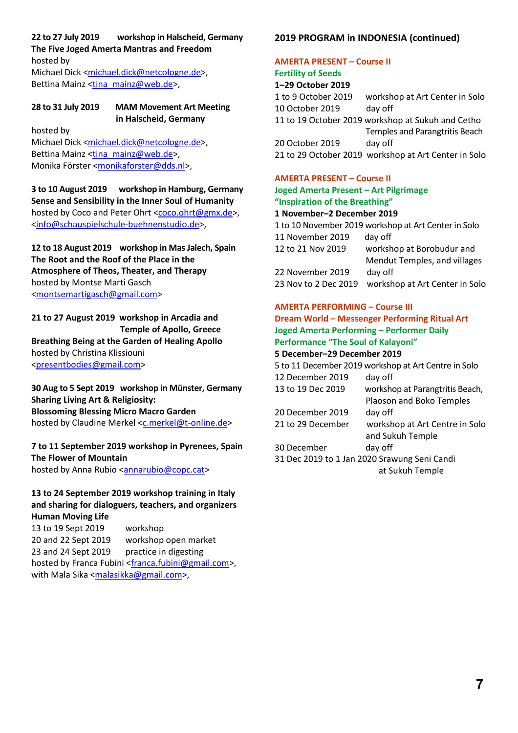**22 to 27 July 2019 workshop in Halscheid, Germany**
**The Five Joged Amerta Mantras and Freedom**
hosted by
Michael Dick <michael.dick@netcologne.de>,
Bettina Mainz <tina_mainz@web.de>,

**28 to 31 July 2019 MAM Movement Art Meeting in Halscheid, Germany**
hosted by
Michael Dick <michael.dick@netcologne.de>,
Bettina Mainz <tina_mainz@web.de>,
Monika Förster <monikaforster@dds.nl>,

**3 to 10 August 2019 workshop in Hamburg, Germany**
**Sense and Sensibility in the Inner Soul of Humanity**
hosted by Coco and Peter Ohrt <coco.ohrt@gmx.de>,
<info@schauspielschule-buehnenstudio.de>,

**12 to 18 August 2019 workshop in Mas Jalech, Spain**
**The Root and the Roof of the Place in the Atmosphere of Theos, Theater, and Therapy**
hosted by Montse Marti Gasch
<montsemartigasch@gmail.com>

**21 to 27 August 2019 workshop in Arcadia and Temple of Apollo, Greece**
**Breathing Being at the Garden of Healing Apollo**
hosted by Christina Klissiouni
<presentbodies@gmail.com>

**30 Aug to 5 Sept 2019 workshop in Münster, Germany**
**Sharing Living Art & Religiosity:**
**Blossoming Blessing Micro Macro Garden**
hosted by Claudine Merkel <c.merkel@t-online.de>

**7 to 11 September 2019 workshop in Pyrenees, Spain**
**The Flower of Mountain**
hosted by Anna Rubio <annarubio@copc.cat>

**13 to 24 September 2019 workshop training in Italy and sharing for dialoguers, teachers, and organizers**
**Human Moving Life**
13 to 19 Sept 2019 workshop
20 and 22 Sept 2019 workshop open market
23 and 24 Sept 2019 practice in digesting
hosted by Franca Fubini <franca.fubini@gmail.com>,
with Mala Sika <malasikka@gmail.com>,

## 2019 PROGRAM in INDONESIA (continued)

**AMERTA PRESENT – Course II**
**Fertility of Seeds**
**1–29 October 2019**
1 to 9 October 2019 workshop at Art Center in Solo
10 October 2019 day off
11 to 19 October 2019 workshop at Sukuh and Cetho Temples and Parangtritis Beach
20 October 2019 day off
21 to 29 October 2019 workshop at Art Center in Solo

**AMERTA PRESENT – Course II**
**Joged Amerta Present – Art Pilgrimage**
**"Inspiration of the Breathing"**
**1 November–2 December 2019**
1 to 10 November 2019 workshop at Art Center in Solo
11 November 2019 day off
12 to 21 Nov 2019 workshop at Borobudur and Mendut Temples, and villages
22 November 2019 day off
23 Nov to 2 Dec 2019 workshop at Art Center in Solo

**AMERTA PERFORMING – Course III**
**Dream World – Messenger Performing Ritual Art**
**Joged Amerta Performing – Performer Daily Performance "The Soul of Kalayoni"**
**5 December–29 December 2019**
5 to 11 December 2019 workshop at Art Centre in Solo
12 December 2019 day off
13 to 19 Dec 2019 workshop at Parangtritis Beach, Plaoson and Boko Temples
20 December 2019 day off
21 to 29 December workshop at Art Centre in Solo and Sukuh Temple
30 December day off
31 Dec 2019 to 1 Jan 2020 Srawung Seni Candi at Sukuh Temple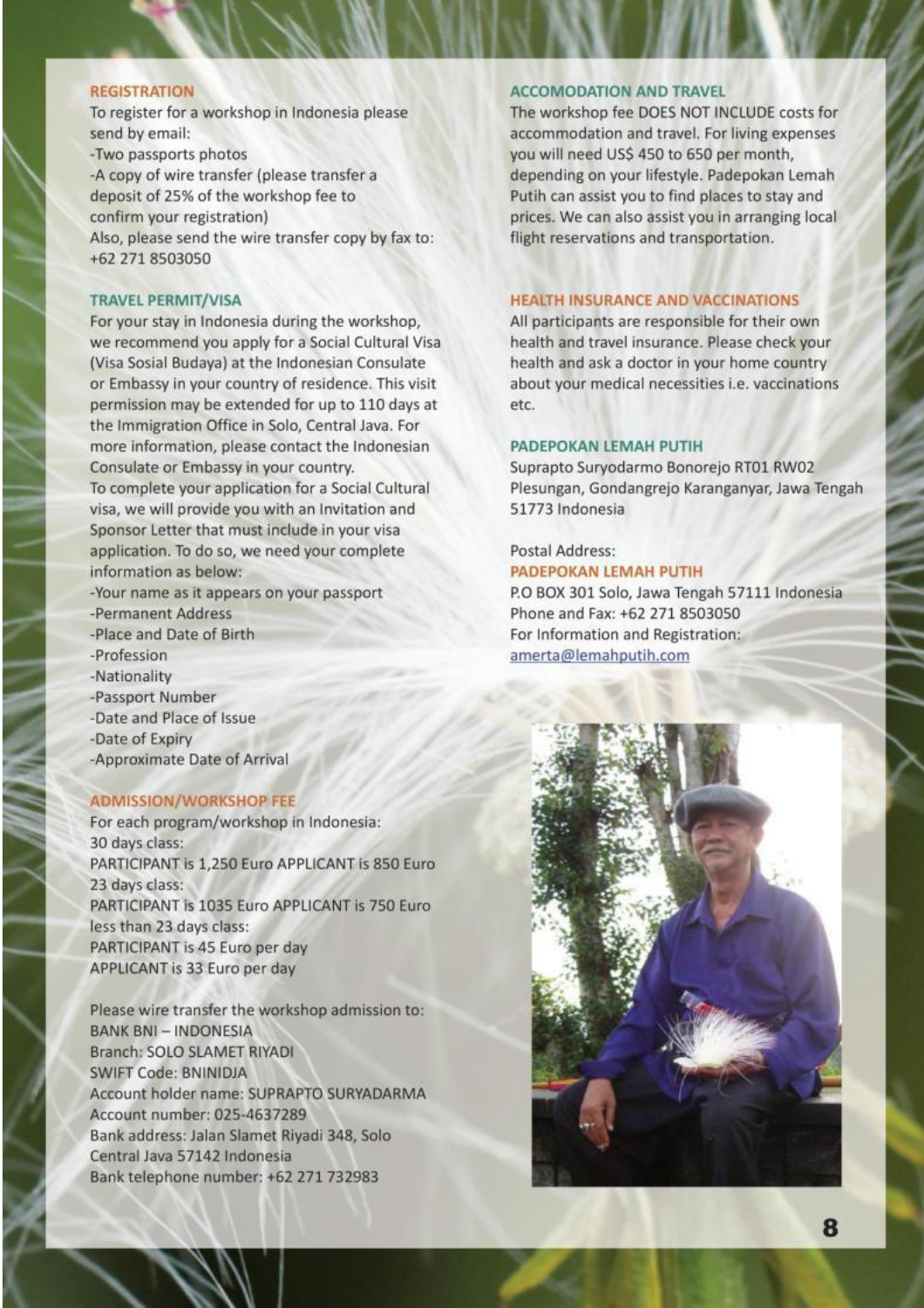## REGISTRATION

To register for a workshop in Indonesia please send by email:

-Two passports photos

-A copy of wire transfer (please transfer a deposit of 25% of the workshop fee to confirm your registration)

Also, please send the wire transfer copy by fax to: +62 271 8503050

## TRAVEL PERMIT/VISA

For your stay in Indonesia during the workshop, we recommend you apply for a Social Cultural Visa (Visa Sosial Budaya) at the Indonesian Consulate or Embassy in your country of residence. This visit permission may be extended for up to 110 days at the Immigration Office in Solo, Central Java. For more information, please contact the Indonesian Consulate or Embassy in your country.

To complete your application for a Social Cultural visa, we will provide you with an Invitation and Sponsor Letter that must include in your visa application. To do so, we need your complete information as below:

-Your name as it appears on your passport
-Permanent Address
-Place and Date of Birth
-Profession
-Nationality
-Passport Number
-Date and Place of Issue
-Date of Expiry
-Approximate Date of Arrival

## ADMISSION/WORKSHOP FEE

For each program/workshop in Indonesia:

30 days class:
PARTICIPANT is 1,250 Euro APPLICANT is 850 Euro

23 days class:
PARTICIPANT is 1035 Euro APPLICANT is 750 Euro

less than 23 days class:
PARTICIPANT is 45 Euro per day
APPLICANT is 33 Euro per day

Please wire transfer the workshop admission to:
BANK BNI – INDONESIA
Branch: SOLO SLAMET RIYADI
SWIFT Code: BNINIDJA
Account holder name: SUPRAPTO SURYADARMA
Account number: 025-4637289
Bank address: Jalan Slamet Riyadi 348, Solo Central Java 57142 Indonesia
Bank telephone number: +62 271 732983

## ACCOMODATION AND TRAVEL

The workshop fee DOES NOT INCLUDE costs for accommodation and travel. For living expenses you will need US$ 450 to 650 per month, depending on your lifestyle. Padepokan Lemah Putih can assist you to find places to stay and prices. We can also assist you in arranging local flight reservations and transportation.

## HEALTH INSURANCE AND VACCINATIONS

All participants are responsible for their own health and travel insurance. Please check your health and ask a doctor in your home country about your medical necessities i.e. vaccinations etc.

## PADEPOKAN LEMAH PUTIH

Suprapto Suryodarmo Bonorejo RT01 RW02 Plesungan, Gondangrejo Karanganyar, Jawa Tengah 51773 Indonesia

Postal Address:

**PADEPOKAN LEMAH PUTIH**

P.O BOX 301 Solo, Jawa Tengah 57111 Indonesia
Phone and Fax: +62 271 8503050
For Information and Registration:
amerta@lemahputih.com